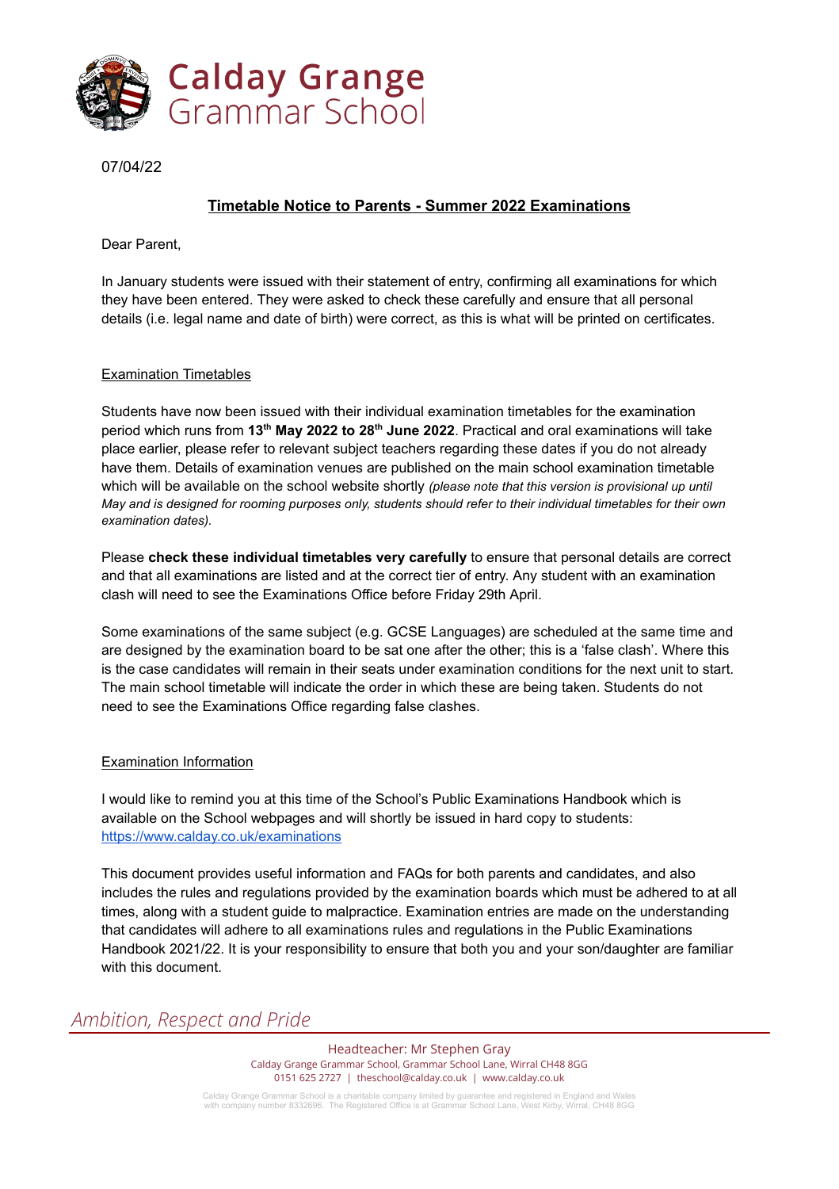# Calday Grange Grammar School

07/04/22

**Timetable Notice to Parents - Summer 2022 Examinations**

Dear Parent,

In January students were issued with their statement of entry, confirming all examinations for which they have been entered. They were asked to check these carefully and ensure that all personal details (i.e. legal name and date of birth) were correct, as this is what will be printed on certificates.

## Examination Timetables

Students have now been issued with their individual examination timetables for the examination period which runs from **13th May 2022 to 28th June 2022**. Practical and oral examinations will take place earlier, please refer to relevant subject teachers regarding these dates if you do not already have them. Details of examination venues are published on the main school examination timetable which will be available on the school website shortly *(please note that this version is provisional up until May and is designed for rooming purposes only, students should refer to their individual timetables for their own examination dates).*

Please **check these individual timetables very carefully** to ensure that personal details are correct and that all examinations are listed and at the correct tier of entry. Any student with an examination clash will need to see the Examinations Office before Friday 29th April.

Some examinations of the same subject (e.g. GCSE Languages) are scheduled at the same time and are designed by the examination board to be sat one after the other; this is a 'false clash'. Where this is the case candidates will remain in their seats under examination conditions for the next unit to start. The main school timetable will indicate the order in which these are being taken. Students do not need to see the Examinations Office regarding false clashes.

## Examination Information

I would like to remind you at this time of the School's Public Examinations Handbook which is available on the School webpages and will shortly be issued in hard copy to students: https://www.calday.co.uk/examinations

This document provides useful information and FAQs for both parents and candidates, and also includes the rules and regulations provided by the examination boards which must be adhered to at all times, along with a student guide to malpractice. Examination entries are made on the understanding that candidates will adhere to all examinations rules and regulations in the Public Examinations Handbook 2021/22. It is your responsibility to ensure that both you and your son/daughter are familiar with this document.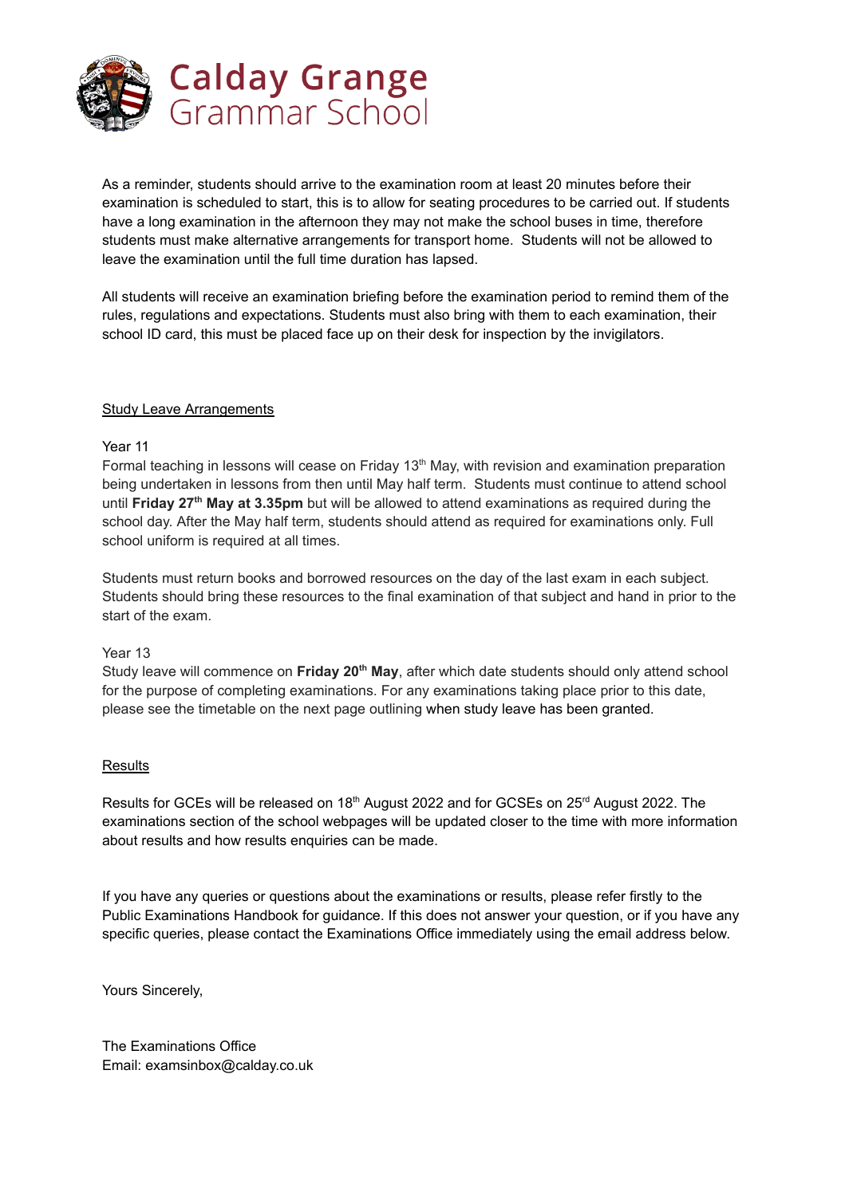As a reminder, students should arrive to the examination room at least 20 minutes before their examination is scheduled to start, this is to allow for seating procedures to be carried out. If students have a long examination in the afternoon they may not make the school buses in time, therefore students must make alternative arrangements for transport home. Students will not be allowed to leave the examination until the full time duration has lapsed.

All students will receive an examination briefing before the examination period to remind them of the rules, regulations and expectations. Students must also bring with them to each examination, their school ID card, this must be placed face up on their desk for inspection by the invigilators.

<u>Study Leave Arrangements</u>

Year 11

Formal teaching in lessons will cease on Friday 13th May, with revision and examination preparation being undertaken in lessons from then until May half term. Students must continue to attend school until **Friday 27th May at 3.35pm** but will be allowed to attend examinations as required during the school day. After the May half term, students should attend as required for examinations only. Full school uniform is required at all times.

Students must return books and borrowed resources on the day of the last exam in each subject. Students should bring these resources to the final examination of that subject and hand in prior to the start of the exam.

Year 13

Study leave will commence on **Friday 20th May**, after which date students should only attend school for the purpose of completing examinations. For any examinations taking place prior to this date, please see the timetable on the next page outlining when study leave has been granted.

<u>Results</u>

Results for GCEs will be released on 18th August 2022 and for GCSEs on 25rd August 2022. The examinations section of the school webpages will be updated closer to the time with more information about results and how results enquiries can be made.

If you have any queries or questions about the examinations or results, please refer firstly to the Public Examinations Handbook for guidance. If this does not answer your question, or if you have any specific queries, please contact the Examinations Office immediately using the email address below.

Yours Sincerely,

The Examinations Office
Email: examsinbox@calday.co.uk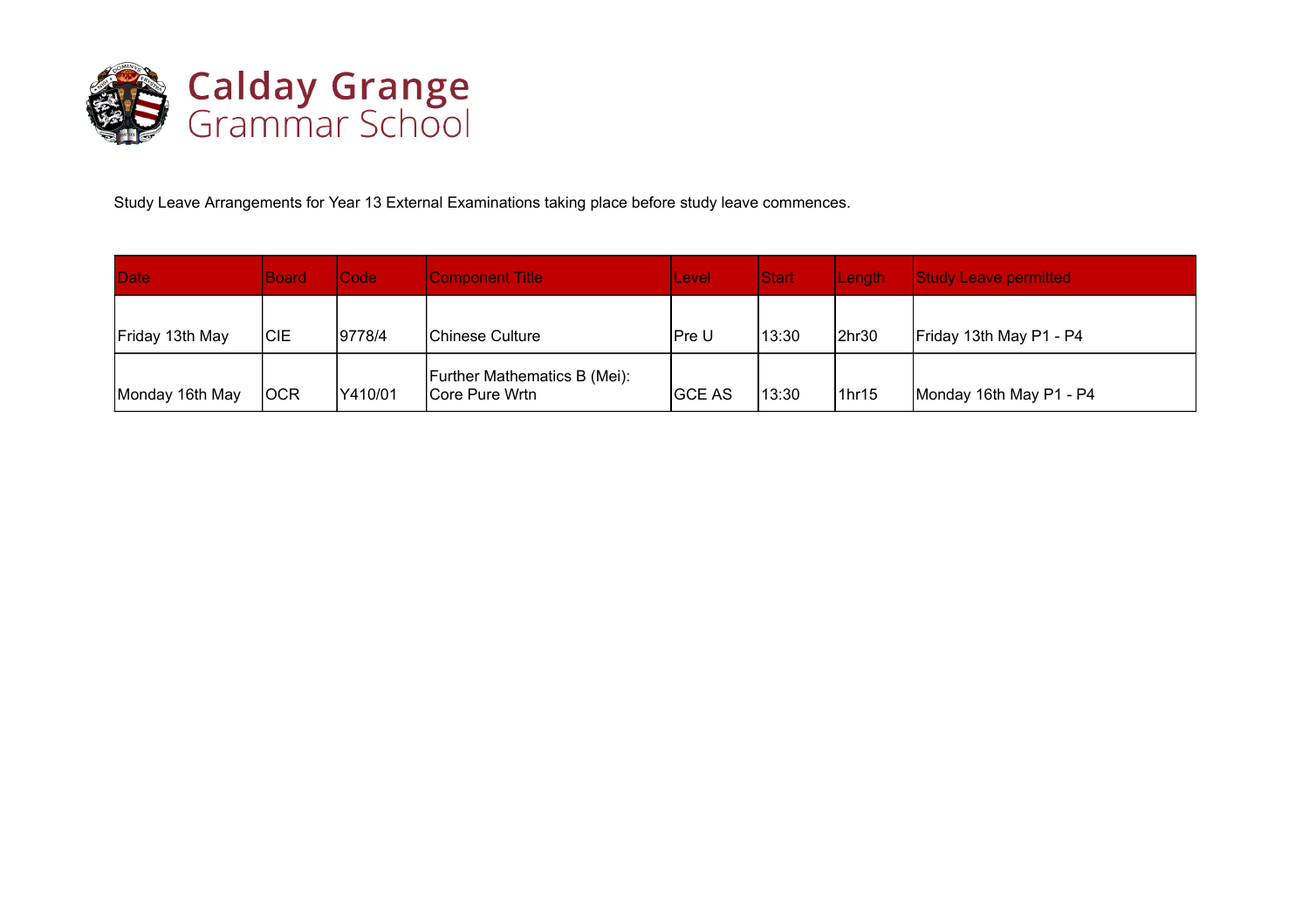Calday Grange Grammar School

Study Leave Arrangements for Year 13 External Examinations taking place before study leave commences.

| Date | Board | Code | Component Title | Level | Start | Length | Study Leave permitted |
|---|---|---|---|---|---|---|---|
| Friday 13th May | CIE | 9778/4 | Chinese Culture | Pre U | 13:30 | 2hr30 | Friday 13th May P1 - P4 |
| Monday 16th May | OCR | Y410/01 | Further Mathematics B (Mei): Core Pure Wrtn | GCE AS | 13:30 | 1hr15 | Monday 16th May P1 - P4 |